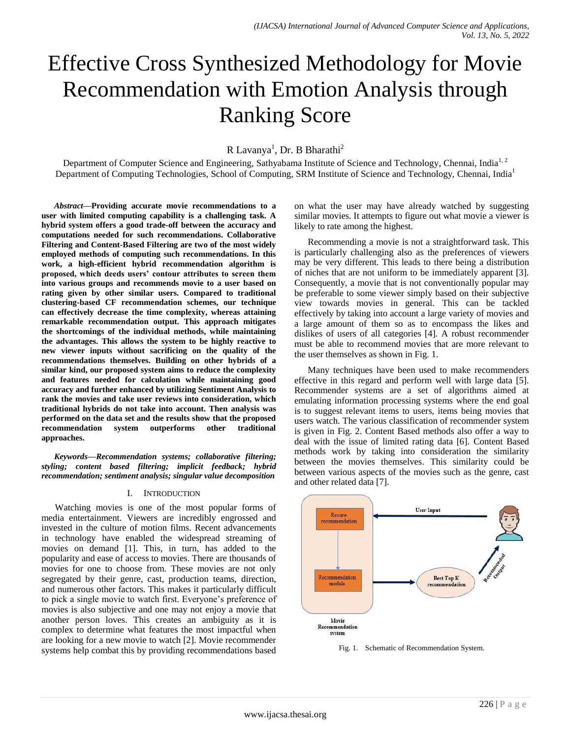# Effective Cross Synthesized Methodology for Movie Recommendation with Emotion Analysis through Ranking Score

R Lavanya[1], Dr. B Bharathi[2]

Department of Computer Science and Engineering, Sathyabama Institute of Science and Technology, Chennai, India[1, 2]
Department of Computing Technologies, School of Computing, SRM Institute of Science and Technology, Chennai, India[1]

***Abstract*—Providing accurate movie recommendations to a user with limited computing capability is a challenging task. A hybrid system offers a good trade-off between the accuracy and computations needed for such recommendations. Collaborative Filtering and Content-Based Filtering are two of the most widely employed methods of computing such recommendations. In this work, a high-efficient hybrid recommendation algorithm is proposed, which deeds users' contour attributes to screen them into various groups and recommends movie to a user based on rating given by other similar users. Compared to traditional clustering-based CF recommendation schemes, our technique can effectively decrease the time complexity, whereas attaining remarkable recommendation output. This approach mitigates the shortcomings of the individual methods, while maintaining the advantages. This allows the system to be highly reactive to new viewer inputs without sacrificing on the quality of the recommendations themselves. Building on other hybrids of a similar kind, our proposed system aims to reduce the complexity and features needed for calculation while maintaining good accuracy and further enhanced by utilizing Sentiment Analysis to rank the movies and take user reviews into consideration, which traditional hybrids do not take into account. Then analysis was performed on the data set and the results show that the proposed recommendation system outperforms other traditional approaches.**

***Keywords*—*Recommendation systems; collaborative filtering; styling; content based filtering; implicit feedback; hybrid recommendation; sentiment analysis; singular value decomposition***

## I. Introduction

Watching movies is one of the most popular forms of media entertainment. Viewers are incredibly engrossed and invested in the culture of motion films. Recent advancements in technology have enabled the widespread streaming of movies on demand [1]. This, in turn, has added to the popularity and ease of access to movies. There are thousands of movies for one to choose from. These movies are not only segregated by their genre, cast, production teams, direction, and numerous other factors. This makes it particularly difficult to pick a single movie to watch first. Everyone's preference of movies is also subjective and one may not enjoy a movie that another person loves. This creates an ambiguity as it is complex to determine what features the most impactful when are looking for a new movie to watch [2]. Movie recommender systems help combat this by providing recommendations based on what the user may have already watched by suggesting similar movies. It attempts to figure out what movie a viewer is likely to rate among the highest.

Recommending a movie is not a straightforward task. This is particularly challenging also as the preferences of viewers may be very different. This leads to there being a distribution of niches that are not uniform to be immediately apparent [3]. Consequently, a movie that is not conventionally popular may be preferable to some viewer simply based on their subjective view towards movies in general. This can be tackled effectively by taking into account a large variety of movies and a large amount of them so as to encompass the likes and dislikes of users of all categories [4]. A robust recommender must be able to recommend movies that are more relevant to the user themselves as shown in Fig. 1.

Many techniques have been used to make recommenders effective in this regard and perform well with large data [5]. Recommender systems are a set of algorithms aimed at emulating information processing systems where the end goal is to suggest relevant items to users, items being movies that users watch. The various classification of recommender system is given in Fig. 2. Content Based methods also offer a way to deal with the issue of limited rating data [6]. Content Based methods work by taking into consideration the similarity between the movies themselves. This similarity could be between various aspects of the movies such as the genre, cast and other related data [7].

Fig. 1. Schematic of Recommendation System.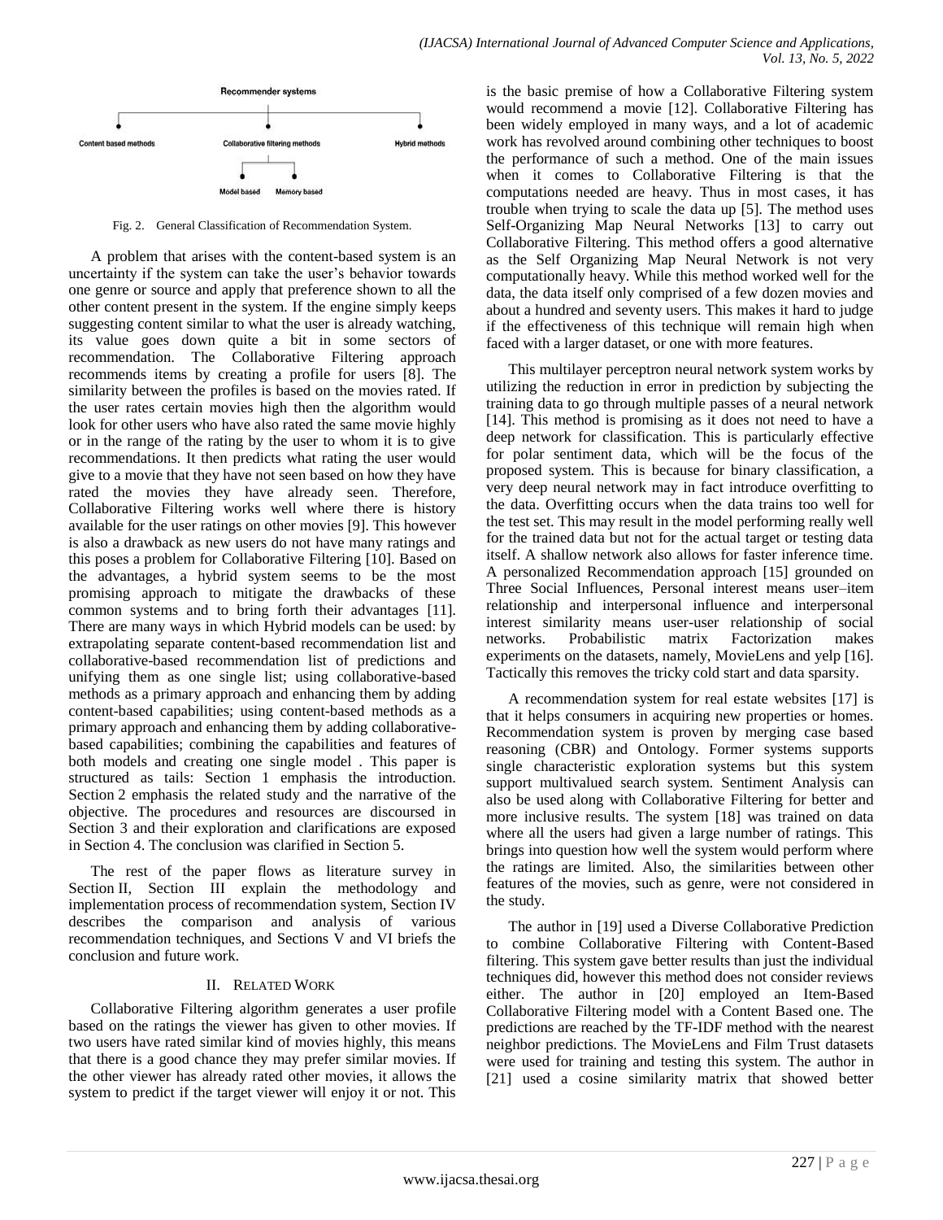Recommender systems

Content based methods | Collaborative filtering methods | Hybrid methods

Model based | Memory based

Fig. 2. General Classification of Recommendation System.

A problem that arises with the content-based system is an uncertainty if the system can take the user's behavior towards one genre or source and apply that preference shown to all the other content present in the system. If the engine simply keeps suggesting content similar to what the user is already watching, its value goes down quite a bit in some sectors of recommendation. The Collaborative Filtering approach recommends items by creating a profile for users [8]. The similarity between the profiles is based on the movies rated. If the user rates certain movies high then the algorithm would look for other users who have also rated the same movie highly or in the range of the rating by the user to whom it is to give recommendations. It then predicts what rating the user would give to a movie that they have not seen based on how they have rated the movies they have already seen. Therefore, Collaborative Filtering works well where there is history available for the user ratings on other movies [9]. This however is also a drawback as new users do not have many ratings and this poses a problem for Collaborative Filtering [10]. Based on the advantages, a hybrid system seems to be the most promising approach to mitigate the drawbacks of these common systems and to bring forth their advantages [11]. There are many ways in which Hybrid models can be used: by extrapolating separate content-based recommendation list and collaborative-based recommendation list of predictions and unifying them as one single list; using collaborative-based methods as a primary approach and enhancing them by adding content-based capabilities; using content-based methods as a primary approach and enhancing them by adding collaborative-based capabilities; combining the capabilities and features of both models and creating one single model . This paper is structured as tails: Section 1 emphasis the introduction. Section 2 emphasis the related study and the narrative of the objective. The procedures and resources are discoursed in Section 3 and their exploration and clarifications are exposed in Section 4. The conclusion was clarified in Section 5.

The rest of the paper flows as literature survey in Section II, Section III explain the methodology and implementation process of recommendation system, Section IV describes the comparison and analysis of various recommendation techniques, and Sections V and VI briefs the conclusion and future work.

## II. Related Work

Collaborative Filtering algorithm generates a user profile based on the ratings the viewer has given to other movies. If two users have rated similar kind of movies highly, this means that there is a good chance they may prefer similar movies. If the other viewer has already rated other movies, it allows the system to predict if the target viewer will enjoy it or not. This is the basic premise of how a Collaborative Filtering system would recommend a movie [12]. Collaborative Filtering has been widely employed in many ways, and a lot of academic work has revolved around combining other techniques to boost the performance of such a method. One of the main issues when it comes to Collaborative Filtering is that the computations needed are heavy. Thus in most cases, it has trouble when trying to scale the data up [5]. The method uses Self-Organizing Map Neural Networks [13] to carry out Collaborative Filtering. This method offers a good alternative as the Self Organizing Map Neural Network is not very computationally heavy. While this method worked well for the data, the data itself only comprised of a few dozen movies and about a hundred and seventy users. This makes it hard to judge if the effectiveness of this technique will remain high when faced with a larger dataset, or one with more features.

This multilayer perceptron neural network system works by utilizing the reduction in error in prediction by subjecting the training data to go through multiple passes of a neural network [14]. This method is promising as it does not need to have a deep network for classification. This is particularly effective for polar sentiment data, which will be the focus of the proposed system. This is because for binary classification, a very deep neural network may in fact introduce overfitting to the data. Overfitting occurs when the data trains too well for the test set. This may result in the model performing really well for the trained data but not for the actual target or testing data itself. A shallow network also allows for faster inference time. A personalized Recommendation approach [15] grounded on Three Social Influences, Personal interest means user–item relationship and interpersonal influence and interpersonal interest similarity means user-user relationship of social networks. Probabilistic matrix Factorization makes experiments on the datasets, namely, MovieLens and yelp [16]. Tactically this removes the tricky cold start and data sparsity.

A recommendation system for real estate websites [17] is that it helps consumers in acquiring new properties or homes. Recommendation system is proven by merging case based reasoning (CBR) and Ontology. Former systems supports single characteristic exploration systems but this system support multivalued search system. Sentiment Analysis can also be used along with Collaborative Filtering for better and more inclusive results. The system [18] was trained on data where all the users had given a large number of ratings. This brings into question how well the system would perform where the ratings are limited. Also, the similarities between other features of the movies, such as genre, were not considered in the study.

The author in [19] used a Diverse Collaborative Prediction to combine Collaborative Filtering with Content-Based filtering. This system gave better results than just the individual techniques did, however this method does not consider reviews either. The author in [20] employed an Item-Based Collaborative Filtering model with a Content Based one. The predictions are reached by the TF-IDF method with the nearest neighbor predictions. The MovieLens and Film Trust datasets were used for training and testing this system. The author in [21] used a cosine similarity matrix that showed better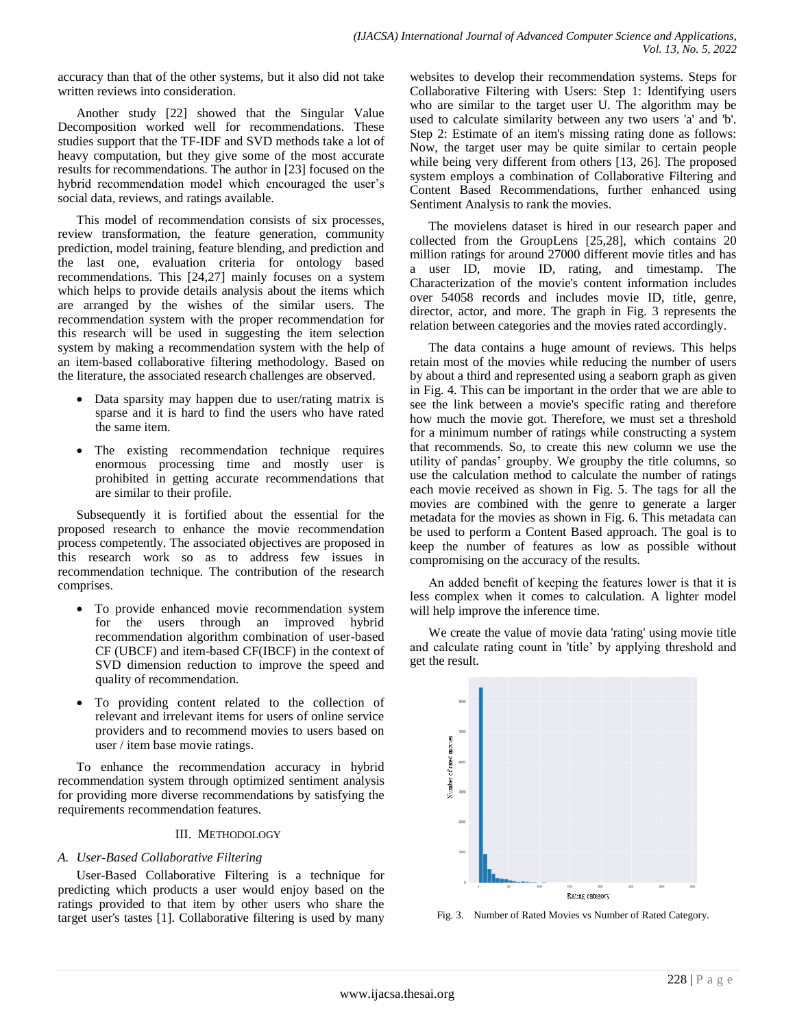accuracy than that of the other systems, but it also did not take written reviews into consideration.

Another study [22] showed that the Singular Value Decomposition worked well for recommendations. These studies support that the TF-IDF and SVD methods take a lot of heavy computation, but they give some of the most accurate results for recommendations. The author in [23] focused on the hybrid recommendation model which encouraged the user's social data, reviews, and ratings available.

This model of recommendation consists of six processes, review transformation, the feature generation, community prediction, model training, feature blending, and prediction and the last one, evaluation criteria for ontology based recommendations. This [24,27] mainly focuses on a system which helps to provide details analysis about the items which are arranged by the wishes of the similar users. The recommendation system with the proper recommendation for this research will be used in suggesting the item selection system by making a recommendation system with the help of an item-based collaborative filtering methodology. Based on the literature, the associated research challenges are observed.

- Data sparsity may happen due to user/rating matrix is sparse and it is hard to find the users who have rated the same item.
- The existing recommendation technique requires enormous processing time and mostly user is prohibited in getting accurate recommendations that are similar to their profile.

Subsequently it is fortified about the essential for the proposed research to enhance the movie recommendation process competently. The associated objectives are proposed in this research work so as to address few issues in recommendation technique. The contribution of the research comprises.

- To provide enhanced movie recommendation system for the users through an improved hybrid recommendation algorithm combination of user-based CF (UBCF) and item-based CF(IBCF) in the context of SVD dimension reduction to improve the speed and quality of recommendation.
- To providing content related to the collection of relevant and irrelevant items for users of online service providers and to recommend movies to users based on user / item base movie ratings.

To enhance the recommendation accuracy in hybrid recommendation system through optimized sentiment analysis for providing more diverse recommendations by satisfying the requirements recommendation features.

## III. Methodology

### A. User-Based Collaborative Filtering

User-Based Collaborative Filtering is a technique for predicting which products a user would enjoy based on the ratings provided to that item by other users who share the target user's tastes [1]. Collaborative filtering is used by many websites to develop their recommendation systems. Steps for Collaborative Filtering with Users: Step 1: Identifying users who are similar to the target user U. The algorithm may be used to calculate similarity between any two users 'a' and 'b'. Step 2: Estimate of an item's missing rating done as follows: Now, the target user may be quite similar to certain people while being very different from others [13, 26]. The proposed system employs a combination of Collaborative Filtering and Content Based Recommendations, further enhanced using Sentiment Analysis to rank the movies.

The movielens dataset is hired in our research paper and collected from the GroupLens [25,28], which contains 20 million ratings for around 27000 different movie titles and has a user ID, movie ID, rating, and timestamp. The Characterization of the movie's content information includes over 54058 records and includes movie ID, title, genre, director, actor, and more. The graph in Fig. 3 represents the relation between categories and the movies rated accordingly.

The data contains a huge amount of reviews. This helps retain most of the movies while reducing the number of users by about a third and represented using a seaborn graph as given in Fig. 4. This can be important in the order that we are able to see the link between a movie's specific rating and therefore how much the movie got. Therefore, we must set a threshold for a minimum number of ratings while constructing a system that recommends. So, to create this new column we use the utility of pandas' groupby. We groupby the title columns, so use the calculation method to calculate the number of ratings each movie received as shown in Fig. 5. The tags for all the movies are combined with the genre to generate a larger metadata for the movies as shown in Fig. 6. This metadata can be used to perform a Content Based approach. The goal is to keep the number of features as low as possible without compromising on the accuracy of the results.

An added benefit of keeping the features lower is that it is less complex when it comes to calculation. A lighter model will help improve the inference time.

We create the value of movie data 'rating' using movie title and calculate rating count in 'title' by applying threshold and get the result.

Fig. 3. Number of Rated Movies vs Number of Rated Category.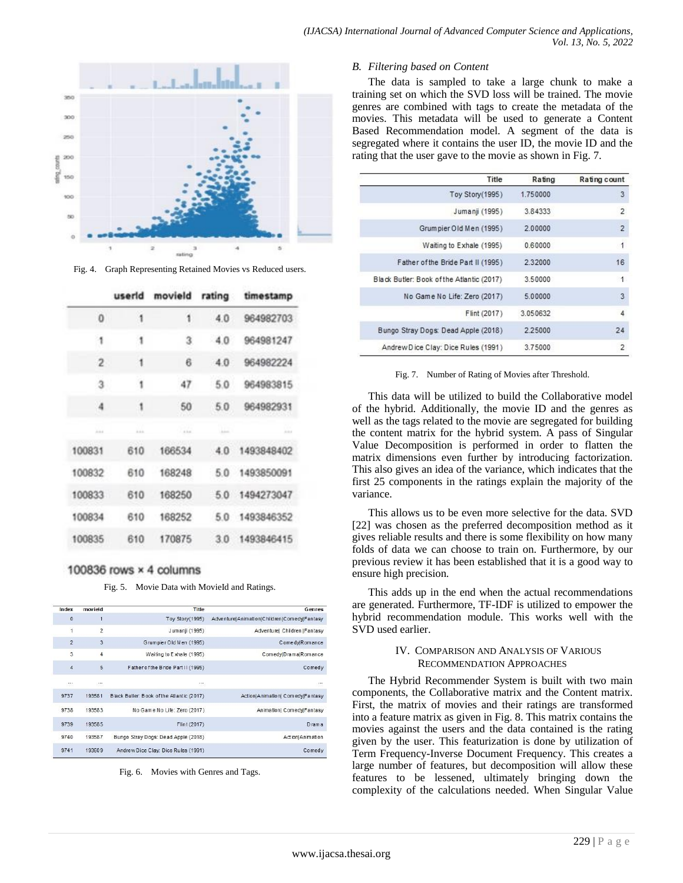Fig. 4. Graph Representing Retained Movies vs Reduced users.

| | userId | movieId | rating | timestamp |
|---|---|---|---|---|
| 0 | 1 | 1 | 4.0 | 964982703 |
| 1 | 1 | 3 | 4.0 | 964981247 |
| 2 | 1 | 6 | 4.0 | 964982224 |
| 3 | 1 | 47 | 5.0 | 964983815 |
| 4 | 1 | 50 | 5.0 | 964982931 |
| ... | ... | ... | ... | ... |
| 100831 | 610 | 166534 | 4.0 | 1493848402 |
| 100832 | 610 | 168248 | 5.0 | 1493850091 |
| 100833 | 610 | 168250 | 5.0 | 1494273047 |
| 100834 | 610 | 168252 | 5.0 | 1493846352 |
| 100835 | 610 | 170875 | 3.0 | 1493846415 |

100836 rows × 4 columns

Fig. 5. Movie Data with MovieId and Ratings.

| Index | movieId | Title | Genres |
|---|---|---|---|
| 0 | 1 | Toy Story(1995) | Adventure\|Animation\|Children\|Comedy\|Fantasy |
| 1 | 2 | Jumanji (1995) | Adventure\| Children \|Fantasy |
| 2 | 3 | Grumpier Old Men (1995) | Comedy\|Romance |
| 3 | 4 | Waiting to Exhale (1995) | Comedy\|Drama\|Romance |
| 4 | 5 | Father of the Bride Part II (1995) | Comedy |
| ... | ... | ... | ... |
| 9737 | 193581 | Black Butler: Book of the Atlantic (2017) | Action\|Animation\| Comedy\|Fantasy |
| 9738 | 193583 | No Game No Life: Zero (2017) | Animation\| Comedy\|Fantasy |
| 9739 | 193585 | Flint (2017) | Drama |
| 9740 | 193587 | Bungo Stray Dogs: Dead Apple (2018) | Action\|Animation |
| 9741 | 193609 | Andrew Dice Clay: Dice Rules (1991) | Comedy |

Fig. 6. Movies with Genres and Tags.

## B. Filtering based on Content

The data is sampled to take a large chunk to make a training set on which the SVD loss will be trained. The movie genres are combined with tags to create the metadata of the movies. This metadata will be used to generate a Content Based Recommendation model. A segment of the data is segregated where it contains the user ID, the movie ID and the rating that the user gave to the movie as shown in Fig. 7.

| Title | Rating | Rating count |
|---|---|---|
| Toy Story(1995) | 1.750000 | 3 |
| Jumanji (1995) | 3.84333 | 2 |
| Grumpier Old Men (1995) | 2.00000 | 2 |
| Waiting to Exhale (1995) | 0.60000 | 1 |
| Father of the Bride Part II (1995) | 2.32000 | 16 |
| Black Butler: Book of the Atlantic (2017) | 3.50000 | 1 |
| No Game No Life: Zero (2017) | 5.00000 | 3 |
| Flint (2017) | 3.050632 | 4 |
| Bungo Stray Dogs: Dead Apple (2018) | 2.25000 | 24 |
| Andrew Dice Clay: Dice Rules (1991) | 3.75000 | 2 |

Fig. 7. Number of Rating of Movies after Threshold.

This data will be utilized to build the Collaborative model of the hybrid. Additionally, the movie ID and the genres as well as the tags related to the movie are segregated for building the content matrix for the hybrid system. A pass of Singular Value Decomposition is performed in order to flatten the matrix dimensions even further by introducing factorization. This also gives an idea of the variance, which indicates that the first 25 components in the ratings explain the majority of the variance.

This allows us to be even more selective for the data. SVD [22] was chosen as the preferred decomposition method as it gives reliable results and there is some flexibility on how many folds of data we can choose to train on. Furthermore, by our previous review it has been established that it is a good way to ensure high precision.

This adds up in the end when the actual recommendations are generated. Furthermore, TF-IDF is utilized to empower the hybrid recommendation module. This works well with the SVD used earlier.

# IV. Comparison and Analysis of Various Recommendation Approaches

The Hybrid Recommender System is built with two main components, the Collaborative matrix and the Content matrix. First, the matrix of movies and their ratings are transformed into a feature matrix as given in Fig. 8. This matrix contains the movies against the users and the data contained is the rating given by the user. This featurization is done by utilization of Term Frequency-Inverse Document Frequency. This creates a large number of features, but decomposition will allow these features to be lessened, ultimately bringing down the complexity of the calculations needed. When Singular Value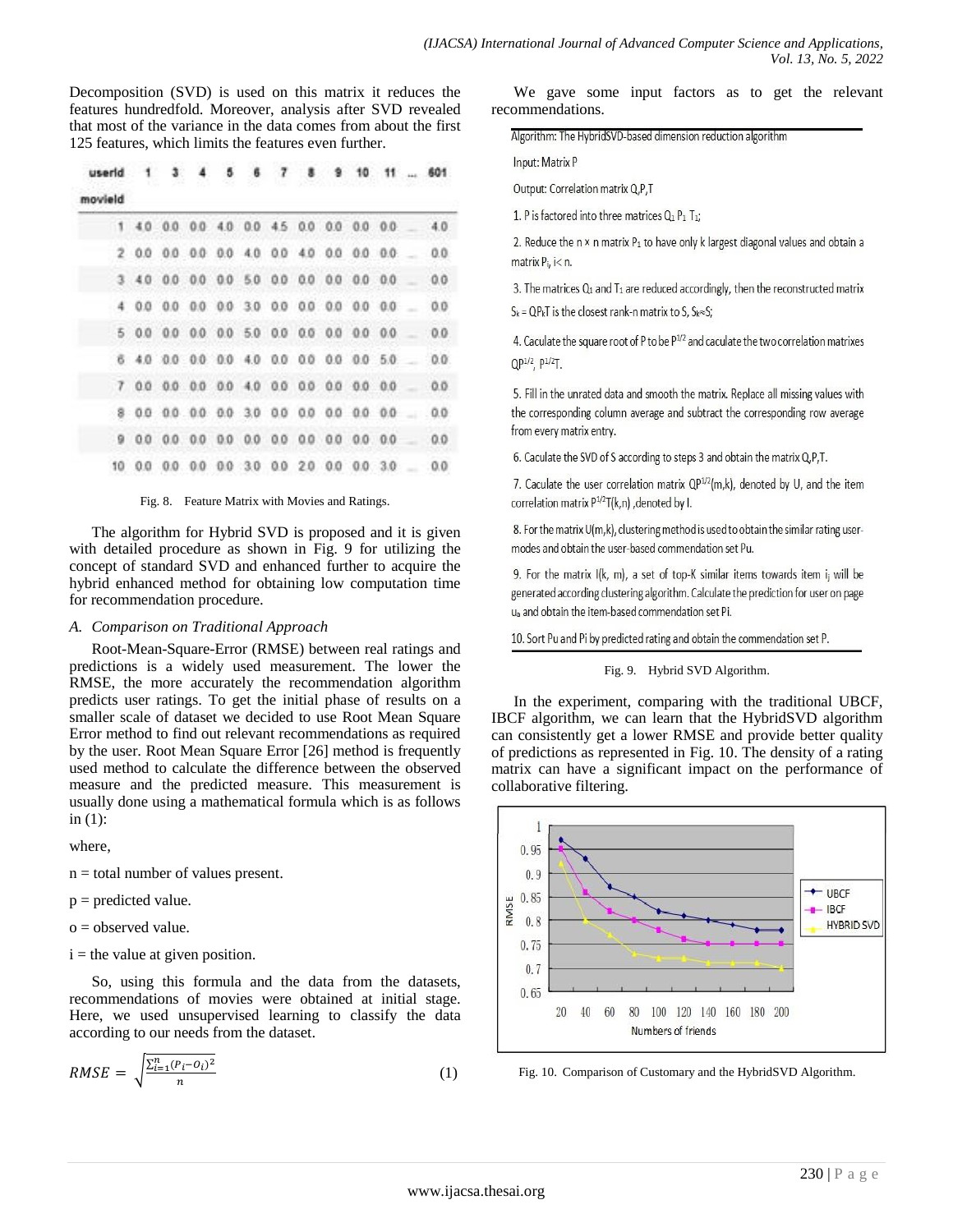Decomposition (SVD) is used on this matrix it reduces the features hundredfold. Moreover, analysis after SVD revealed that most of the variance in the data comes from about the first 125 features, which limits the features even further.

| userId | 1 | 3 | 4 | 5 | 6 | 7 | 8 | 9 | 10 | 11 | ... | 601 |
|---|---|---|---|---|---|---|---|---|---|---|---|---|
| movieId | | | | | | | | | | | | |
| 1 | 4.0 | 0.0 | 0.0 | 4.0 | 0.0 | 4.5 | 0.0 | 0.0 | 0.0 | 0.0 | ... | 4.0 |
| 2 | 0.0 | 0.0 | 0.0 | 0.0 | 4.0 | 0.0 | 4.0 | 0.0 | 0.0 | 0.0 | ... | 0.0 |
| 3 | 4.0 | 0.0 | 0.0 | 0.0 | 5.0 | 0.0 | 0.0 | 0.0 | 0.0 | 0.0 | ... | 0.0 |
| 4 | 0.0 | 0.0 | 0.0 | 0.0 | 3.0 | 0.0 | 0.0 | 0.0 | 0.0 | 0.0 | ... | 0.0 |
| 5 | 0.0 | 0.0 | 0.0 | 0.0 | 5.0 | 0.0 | 0.0 | 0.0 | 0.0 | 0.0 | ... | 0.0 |
| 6 | 4.0 | 0.0 | 0.0 | 0.0 | 4.0 | 0.0 | 0.0 | 0.0 | 0.0 | 5.0 | ... | 0.0 |
| 7 | 0.0 | 0.0 | 0.0 | 0.0 | 4.0 | 0.0 | 0.0 | 0.0 | 0.0 | 0.0 | ... | 0.0 |
| 8 | 0.0 | 0.0 | 0.0 | 0.0 | 3.0 | 0.0 | 0.0 | 0.0 | 0.0 | 0.0 | ... | 0.0 |
| 9 | 0.0 | 0.0 | 0.0 | 0.0 | 0.0 | 0.0 | 0.0 | 0.0 | 0.0 | 0.0 | ... | 0.0 |
| 10 | 0.0 | 0.0 | 0.0 | 0.0 | 3.0 | 0.0 | 2.0 | 0.0 | 0.0 | 3.0 | ... | 0.0 |

Fig. 8. Feature Matrix with Movies and Ratings.

The algorithm for Hybrid SVD is proposed and it is given with detailed procedure as shown in Fig. 9 for utilizing the concept of standard SVD and enhanced further to acquire the hybrid enhanced method for obtaining low computation time for recommendation procedure.

## *A. Comparison on Traditional Approach*

Root-Mean-Square-Error (RMSE) between real ratings and predictions is a widely used measurement. The lower the RMSE, the more accurately the recommendation algorithm predicts user ratings. To get the initial phase of results on a smaller scale of dataset we decided to use Root Mean Square Error method to find out relevant recommendations as required by the user. Root Mean Square Error [26] method is frequently used method to calculate the difference between the observed measure and the predicted measure. This measurement is usually done using a mathematical formula which is as follows in (1):

where,

n = total number of values present.

p = predicted value.

o = observed value.

i = the value at given position.

So, using this formula and the data from the datasets, recommendations of movies were obtained at initial stage. Here, we used unsupervised learning to classify the data according to our needs from the dataset.

$$RMSE = \sqrt{\frac{\sum_{i=1}^{n}(P_i - O_i)^2}{n}} \tag{1}$$

We gave some input factors as to get the relevant recommendations.

Algorithm: The HybridSVD-based dimension reduction algorithm

Input: Matrix P

Output: Correlation matrix Q,P,T

1. P is factored into three matrices $Q_1$ $P_1$ $T_1$;

2. Reduce the n × n matrix $P_1$ to have only k largest diagonal values and obtain a matrix $P_i$, i< n.

3. The matrices $Q_1$ and $T_1$ are reduced accordingly, then the reconstructed matrix $S_k = QP_kT$ is the closest rank-n matrix to S, $S_k \approx S$;

4. Caculate the square root of P to be $P^{1/2}$ and caculate the two correlation matrixes $QP^{1/2}$, $P^{1/2}T$.

5. Fill in the unrated data and smooth the matrix. Replace all missing values with the corresponding column average and subtract the corresponding row average from every matrix entry.

6. Caculate the SVD of S according to steps 3 and obtain the matrix Q,P,T.

7. Caculate the user correlation matrix $QP^{1/2}(m,k)$, denoted by U, and the item correlation matrix $P^{1/2}T(k,n)$ ,denoted by I.

8. For the matrix U(m,k), clustering method is used to obtain the similar rating user-modes and obtain the user-based commendation set Pu.

9. For the matrix I(k, m), a set of top-K similar items towards item $i_j$ will be generated according clustering algorithm. Calculate the prediction for user on page $u_a$ and obtain the item-based commendation set Pi.

10. Sort Pu and Pi by predicted rating and obtain the commendation set P.

Fig. 9. Hybrid SVD Algorithm.

In the experiment, comparing with the traditional UBCF, IBCF algorithm, we can learn that the HybridSVD algorithm can consistently get a lower RMSE and provide better quality of predictions as represented in Fig. 10. The density of a rating matrix can have a significant impact on the performance of collaborative filtering.

Fig. 10. Comparison of Customary and the HybridSVD Algorithm.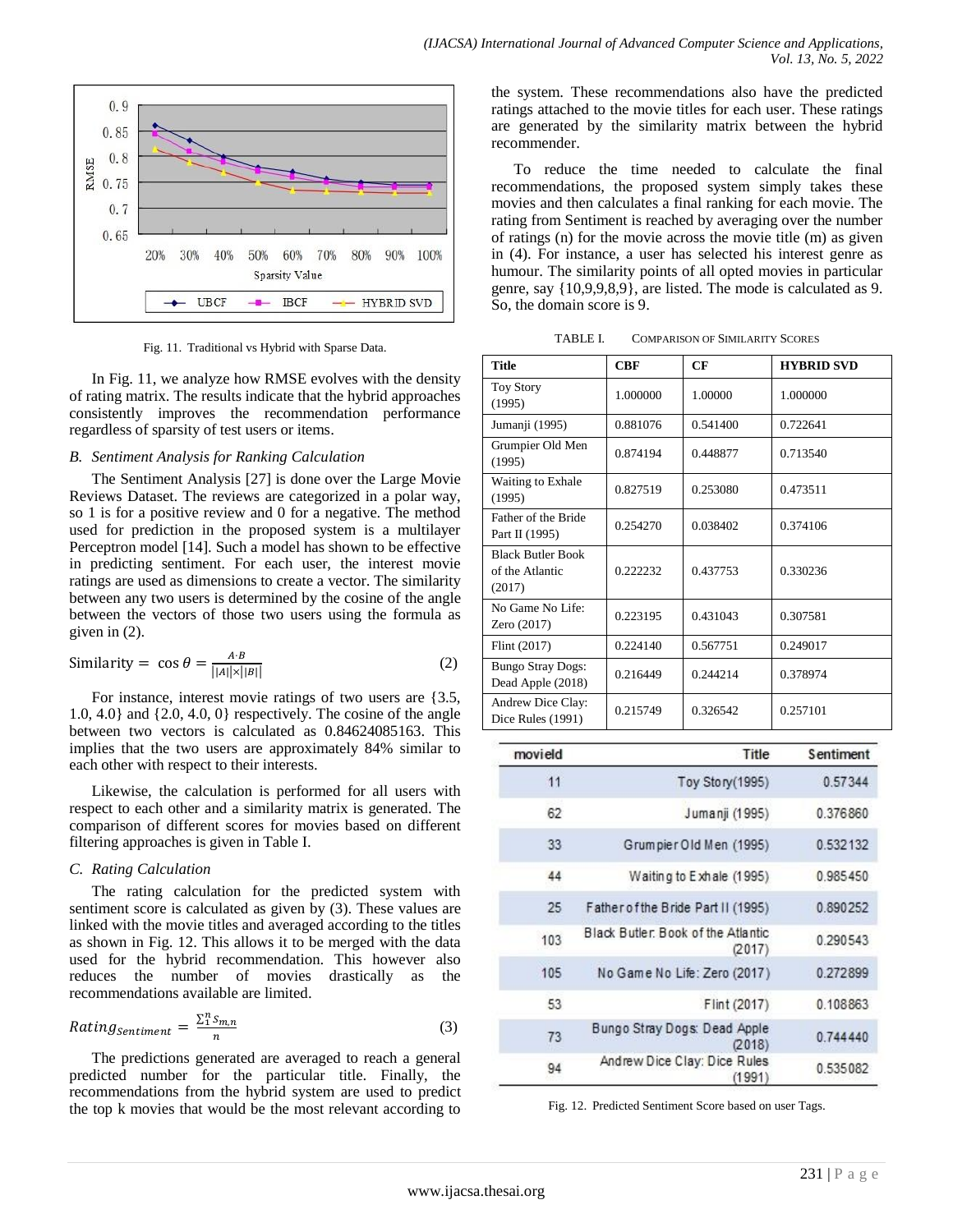Fig. 11. Traditional vs Hybrid with Sparse Data.

In Fig. 11, we analyze how RMSE evolves with the density of rating matrix. The results indicate that the hybrid approaches consistently improves the recommendation performance regardless of sparsity of test users or items.

### *B. Sentiment Analysis for Ranking Calculation*

The Sentiment Analysis [27] is done over the Large Movie Reviews Dataset. The reviews are categorized in a polar way, so 1 is for a positive review and 0 for a negative. The method used for prediction in the proposed system is a multilayer Perceptron model [14]. Such a model has shown to be effective in predicting sentiment. For each user, the interest movie ratings are used as dimensions to create a vector. The similarity between any two users is determined by the cosine of the angle between the vectors of those two users using the formula as given in (2).

$$\text{Similarity} = \cos\theta = \frac{A \cdot B}{||A|| \times ||B||} \quad (2)$$

For instance, interest movie ratings of two users are {3.5, 1.0, 4.0} and {2.0, 4.0, 0} respectively. The cosine of the angle between two vectors is calculated as 0.84624085163. This implies that the two users are approximately 84% similar to each other with respect to their interests.

Likewise, the calculation is performed for all users with respect to each other and a similarity matrix is generated. The comparison of different scores for movies based on different filtering approaches is given in Table I.

### *C. Rating Calculation*

The rating calculation for the predicted system with sentiment score is calculated as given by (3). These values are linked with the movie titles and averaged according to the titles as shown in Fig. 12. This allows it to be merged with the data used for the hybrid recommendation. This however also reduces the number of movies drastically as the recommendations available are limited.

$$Rating_{Sentiment} = \frac{\sum_{1}^{n} s_{m,n}}{n} \quad (3)$$

The predictions generated are averaged to reach a general predicted number for the particular title. Finally, the recommendations from the hybrid system are used to predict the top k movies that would be the most relevant according to the system. These recommendations also have the predicted ratings attached to the movie titles for each user. These ratings are generated by the similarity matrix between the hybrid recommender.

To reduce the time needed to calculate the final recommendations, the proposed system simply takes these movies and then calculates a final ranking for each movie. The rating from Sentiment is reached by averaging over the number of ratings (n) for the movie across the movie title (m) as given in (4). For instance, a user has selected his interest genre as humour. The similarity points of all opted movies in particular genre, say {10,9,9,8,9}, are listed. The mode is calculated as 9. So, the domain score is 9.

TABLE I. COMPARISON OF SIMILARITY SCORES

| Title | CBF | CF | HYBRID SVD |
|---|---|---|---|
| Toy Story (1995) | 1.000000 | 1.00000 | 1.000000 |
| Jumanji (1995) | 0.881076 | 0.541400 | 0.722641 |
| Grumpier Old Men (1995) | 0.874194 | 0.448877 | 0.713540 |
| Waiting to Exhale (1995) | 0.827519 | 0.253080 | 0.473511 |
| Father of the Bride Part II (1995) | 0.254270 | 0.038402 | 0.374106 |
| Black Butler Book of the Atlantic (2017) | 0.222232 | 0.437753 | 0.330236 |
| No Game No Life: Zero (2017) | 0.223195 | 0.431043 | 0.307581 |
| Flint (2017) | 0.224140 | 0.567751 | 0.249017 |
| Bungo Stray Dogs: Dead Apple (2018) | 0.216449 | 0.244214 | 0.378974 |
| Andrew Dice Clay: Dice Rules (1991) | 0.215749 | 0.326542 | 0.257101 |

| movieId | Title | Sentiment |
|---|---|---|
| 11 | Toy Story(1995) | 0.57344 |
| 62 | Jumanji (1995) | 0.376860 |
| 33 | Grumpier Old Men (1995) | 0.532132 |
| 44 | Waiting to Exhale (1995) | 0.985450 |
| 25 | Father of the Bride Part II (1995) | 0.890252 |
| 103 | Black Butler: Book of the Atlantic (2017) | 0.290543 |
| 105 | No Game No Life: Zero (2017) | 0.272899 |
| 53 | Flint (2017) | 0.108863 |
| 73 | Bungo Stray Dogs: Dead Apple (2018) | 0.744440 |
| 94 | Andrew Dice Clay: Dice Rules (1991) | 0.535082 |

Fig. 12. Predicted Sentiment Score based on user Tags.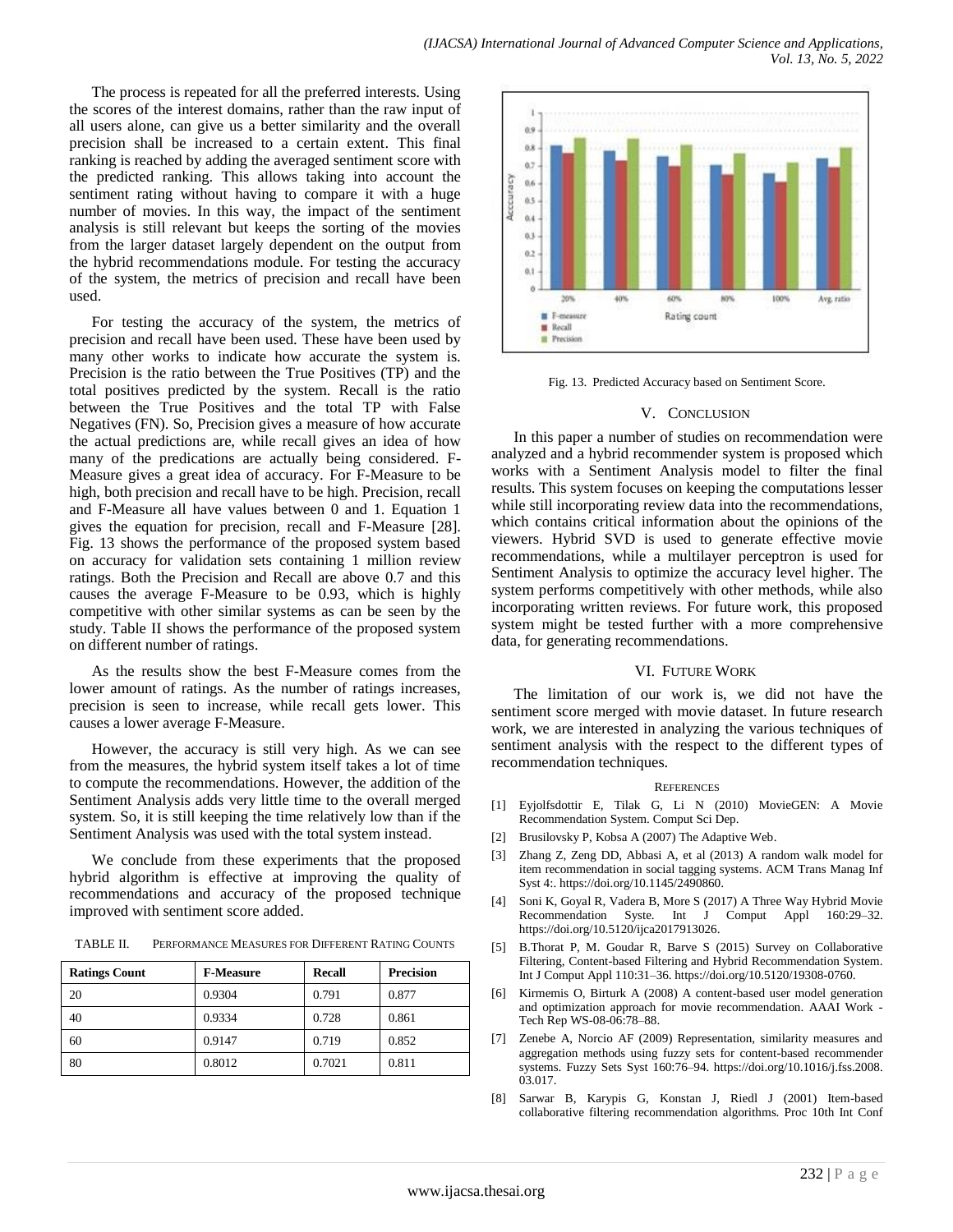The process is repeated for all the preferred interests. Using the scores of the interest domains, rather than the raw input of all users alone, can give us a better similarity and the overall precision shall be increased to a certain extent. This final ranking is reached by adding the averaged sentiment score with the predicted ranking. This allows taking into account the sentiment rating without having to compare it with a huge number of movies. In this way, the impact of the sentiment analysis is still relevant but keeps the sorting of the movies from the larger dataset largely dependent on the output from the hybrid recommendations module. For testing the accuracy of the system, the metrics of precision and recall have been used.

For testing the accuracy of the system, the metrics of precision and recall have been used. These have been used by many other works to indicate how accurate the system is. Precision is the ratio between the True Positives (TP) and the total positives predicted by the system. Recall is the ratio between the True Positives and the total TP with False Negatives (FN). So, Precision gives a measure of how accurate the actual predictions are, while recall gives an idea of how many of the predications are actually being considered. F-Measure gives a great idea of accuracy. For F-Measure to be high, both precision and recall have to be high. Precision, recall and F-Measure all have values between 0 and 1. Equation 1 gives the equation for precision, recall and F-Measure [28]. Fig. 13 shows the performance of the proposed system based on accuracy for validation sets containing 1 million review ratings. Both the Precision and Recall are above 0.7 and this causes the average F-Measure to be 0.93, which is highly competitive with other similar systems as can be seen by the study. Table II shows the performance of the proposed system on different number of ratings.

As the results show the best F-Measure comes from the lower amount of ratings. As the number of ratings increases, precision is seen to increase, while recall gets lower. This causes a lower average F-Measure.

However, the accuracy is still very high. As we can see from the measures, the hybrid system itself takes a lot of time to compute the recommendations. However, the addition of the Sentiment Analysis adds very little time to the overall merged system. So, it is still keeping the time relatively low than if the Sentiment Analysis was used with the total system instead.

We conclude from these experiments that the proposed hybrid algorithm is effective at improving the quality of recommendations and accuracy of the proposed technique improved with sentiment score added.

TABLE II. PERFORMANCE MEASURES FOR DIFFERENT RATING COUNTS

| Ratings Count | F-Measure | Recall | Precision |
|---|---|---|---|
| 20 | 0.9304 | 0.791 | 0.877 |
| 40 | 0.9334 | 0.728 | 0.861 |
| 60 | 0.9147 | 0.719 | 0.852 |
| 80 | 0.8012 | 0.7021 | 0.811 |

Fig. 13. Predicted Accuracy based on Sentiment Score.

## V. CONCLUSION

In this paper a number of studies on recommendation were analyzed and a hybrid recommender system is proposed which works with a Sentiment Analysis model to filter the final results. This system focuses on keeping the computations lesser while still incorporating review data into the recommendations, which contains critical information about the opinions of the viewers. Hybrid SVD is used to generate effective movie recommendations, while a multilayer perceptron is used for Sentiment Analysis to optimize the accuracy level higher. The system performs competitively with other methods, while also incorporating written reviews. For future work, this proposed system might be tested further with a more comprehensive data, for generating recommendations.

## VI. FUTURE WORK

The limitation of our work is, we did not have the sentiment score merged with movie dataset. In future research work, we are interested in analyzing the various techniques of sentiment analysis with the respect to the different types of recommendation techniques.

### REFERENCES

[1] Eyjolfsdottir E, Tilak G, Li N (2010) MovieGEN: A Movie Recommendation System. Comput Sci Dep.

[2] Brusilovsky P, Kobsa A (2007) The Adaptive Web.

[3] Zhang Z, Zeng DD, Abbasi A, et al (2013) A random walk model for item recommendation in social tagging systems. ACM Trans Manag Inf Syst 4:. https://doi.org/10.1145/2490860.

[4] Soni K, Goyal R, Vadera B, More S (2017) A Three Way Hybrid Movie Recommendation Syste. Int J Comput Appl 160:29–32. https://doi.org/10.5120/ijca2017913026.

[5] B.Thorat P, M. Goudar R, Barve S (2015) Survey on Collaborative Filtering, Content-based Filtering and Hybrid Recommendation System. Int J Comput Appl 110:31–36. https://doi.org/10.5120/19308-0760.

[6] Kirmemis O, Birturk A (2008) A content-based user model generation and optimization approach for movie recommendation. AAAI Work - Tech Rep WS-08-06:78–88.

[7] Zenebe A, Norcio AF (2009) Representation, similarity measures and aggregation methods using fuzzy sets for content-based recommender systems. Fuzzy Sets Syst 160:76–94. https://doi.org/10.1016/j.fss.2008.03.017.

[8] Sarwar B, Karypis G, Konstan J, Riedl J (2001) Item-based collaborative filtering recommendation algorithms. Proc 10th Int Conf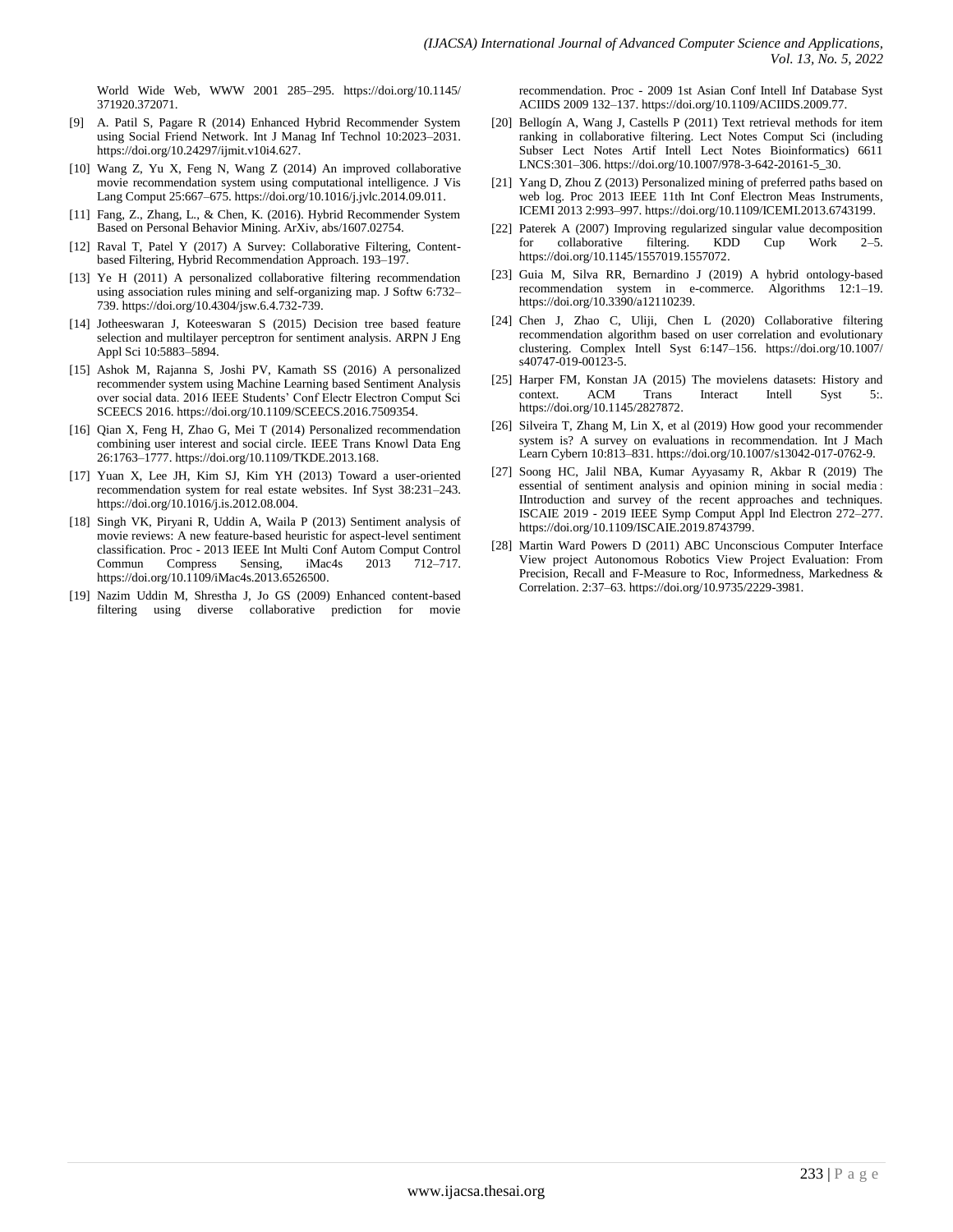World Wide Web, WWW 2001 285–295. https://doi.org/10.1145/371920.372071.

[9] A. Patil S, Pagare R (2014) Enhanced Hybrid Recommender System using Social Friend Network. Int J Manag Inf Technol 10:2023–2031. https://doi.org/10.24297/ijmit.v10i4.627.

[10] Wang Z, Yu X, Feng N, Wang Z (2014) An improved collaborative movie recommendation system using computational intelligence. J Vis Lang Comput 25:667–675. https://doi.org/10.1016/j.jvlc.2014.09.011.

[11] Fang, Z., Zhang, L., & Chen, K. (2016). Hybrid Recommender System Based on Personal Behavior Mining. ArXiv, abs/1607.02754.

[12] Raval T, Patel Y (2017) A Survey: Collaborative Filtering, Content-based Filtering, Hybrid Recommendation Approach. 193–197.

[13] Ye H (2011) A personalized collaborative filtering recommendation using association rules mining and self-organizing map. J Softw 6:732–739. https://doi.org/10.4304/jsw.6.4.732-739.

[14] Jotheeswaran J, Koteeswaran S (2015) Decision tree based feature selection and multilayer perceptron for sentiment analysis. ARPN J Eng Appl Sci 10:5883–5894.

[15] Ashok M, Rajanna S, Joshi PV, Kamath SS (2016) A personalized recommender system using Machine Learning based Sentiment Analysis over social data. 2016 IEEE Students' Conf Electr Electron Comput Sci SCEECS 2016. https://doi.org/10.1109/SCEECS.2016.7509354.

[16] Qian X, Feng H, Zhao G, Mei T (2014) Personalized recommendation combining user interest and social circle. IEEE Trans Knowl Data Eng 26:1763–1777. https://doi.org/10.1109/TKDE.2013.168.

[17] Yuan X, Lee JH, Kim SJ, Kim YH (2013) Toward a user-oriented recommendation system for real estate websites. Inf Syst 38:231–243. https://doi.org/10.1016/j.is.2012.08.004.

[18] Singh VK, Piryani R, Uddin A, Waila P (2013) Sentiment analysis of movie reviews: A new feature-based heuristic for aspect-level sentiment classification. Proc - 2013 IEEE Int Multi Conf Autom Comput Control Commun Compress Sensing, iMac4s 2013 712–717. https://doi.org/10.1109/iMac4s.2013.6526500.

[19] Nazim Uddin M, Shrestha J, Jo GS (2009) Enhanced content-based filtering using diverse collaborative prediction for movie recommendation. Proc - 2009 1st Asian Conf Intell Inf Database Syst ACIIDS 2009 132–137. https://doi.org/10.1109/ACIIDS.2009.77.

[20] Bellogín A, Wang J, Castells P (2011) Text retrieval methods for item ranking in collaborative filtering. Lect Notes Comput Sci (including Subser Lect Notes Artif Intell Lect Notes Bioinformatics) 6611 LNCS:301–306. https://doi.org/10.1007/978-3-642-20161-5_30.

[21] Yang D, Zhou Z (2013) Personalized mining of preferred paths based on web log. Proc 2013 IEEE 11th Int Conf Electron Meas Instruments, ICEMI 2013 2:993–997. https://doi.org/10.1109/ICEMI.2013.6743199.

[22] Paterek A (2007) Improving regularized singular value decomposition for collaborative filtering. KDD Cup Work 2–5. https://doi.org/10.1145/1557019.1557072.

[23] Guia M, Silva RR, Bernardino J (2019) A hybrid ontology-based recommendation system in e-commerce. Algorithms 12:1–19. https://doi.org/10.3390/a12110239.

[24] Chen J, Zhao C, Uliji, Chen L (2020) Collaborative filtering recommendation algorithm based on user correlation and evolutionary clustering. Complex Intell Syst 6:147–156. https://doi.org/10.1007/s40747-019-00123-5.

[25] Harper FM, Konstan JA (2015) The movielens datasets: History and context. ACM Trans Interact Intell Syst 5:. https://doi.org/10.1145/2827872.

[26] Silveira T, Zhang M, Lin X, et al (2019) How good your recommender system is? A survey on evaluations in recommendation. Int J Mach Learn Cybern 10:813–831. https://doi.org/10.1007/s13042-017-0762-9.

[27] Soong HC, Jalil NBA, Kumar Ayyasamy R, Akbar R (2019) The essential of sentiment analysis and opinion mining in social media : IIntroduction and survey of the recent approaches and techniques. ISCAIE 2019 - 2019 IEEE Symp Comput Appl Ind Electron 272–277. https://doi.org/10.1109/ISCAIE.2019.8743799.

[28] Martin Ward Powers D (2011) ABC Unconscious Computer Interface View project Autonomous Robotics View Project Evaluation: From Precision, Recall and F-Measure to Roc, Informedness, Markedness & Correlation. 2:37–63. https://doi.org/10.9735/2229-3981.